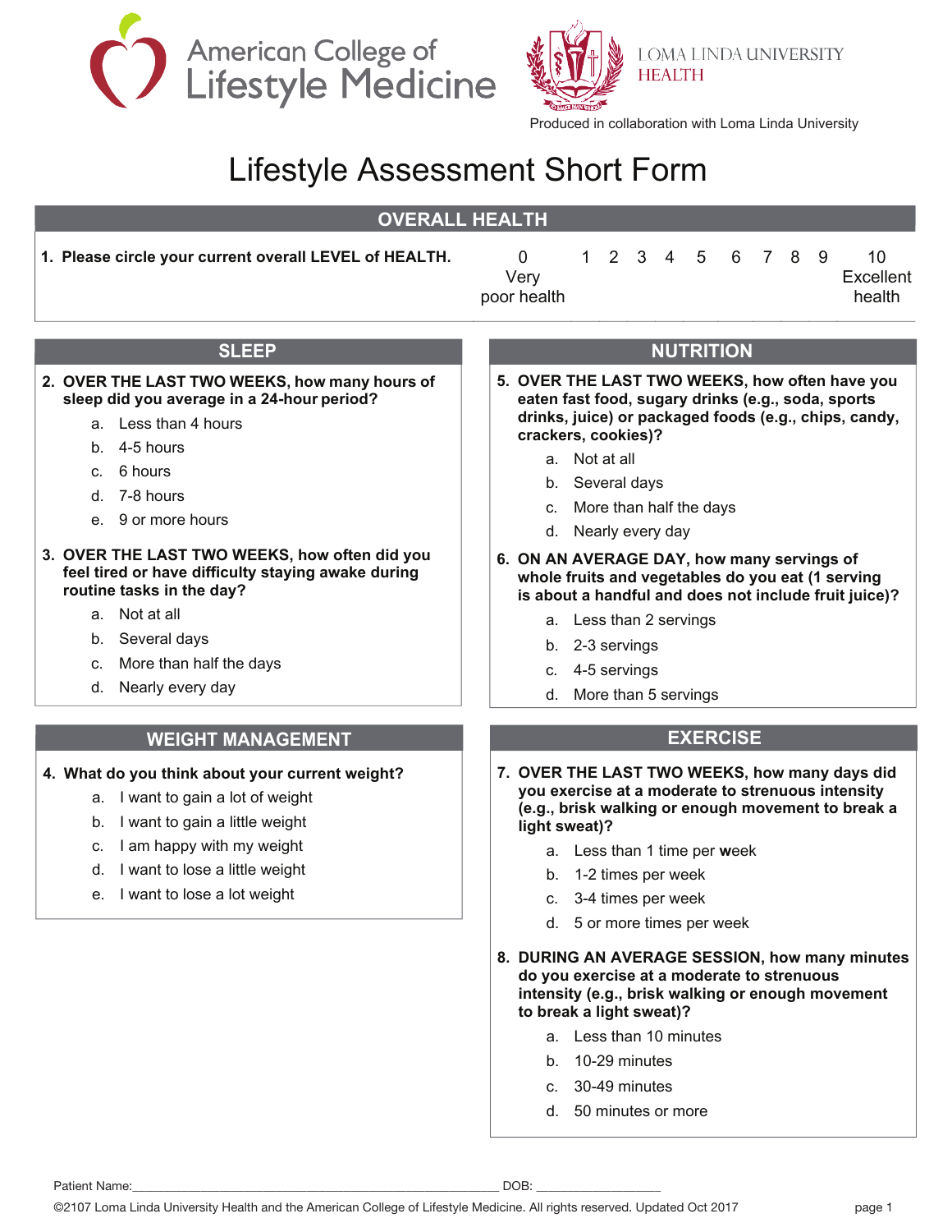American College of Lifestyle Medicine

LOMA LINDA UNIVERSITY HEALTH

Produced in collaboration with Loma Linda University

# Lifestyle Assessment Short Form

## OVERALL HEALTH

**1. Please circle your current overall LEVEL of HEALTH.**

| 0 | 1 | 2 | 3 | 4 | 5 | 6 | 7 | 8 | 9 | 10 |
|---|---|---|---|---|---|---|---|---|---|---|
| Very poor health | | | | | | | | | | Excellent health |

## SLEEP

**2. OVER THE LAST TWO WEEKS, how many hours of sleep did you average in a 24-hour period?**

a. Less than 4 hours
b. 4-5 hours
c. 6 hours
d. 7-8 hours
e. 9 or more hours

**3. OVER THE LAST TWO WEEKS, how often did you feel tired or have difficulty staying awake during routine tasks in the day?**

a. Not at all
b. Several days
c. More than half the days
d. Nearly every day

## WEIGHT MANAGEMENT

**4. What do you think about your current weight?**

a. I want to gain a lot of weight
b. I want to gain a little weight
c. I am happy with my weight
d. I want to lose a little weight
e. I want to lose a lot weight

## NUTRITION

**5. OVER THE LAST TWO WEEKS, how often have you eaten fast food, sugary drinks (e.g., soda, sports drinks, juice) or packaged foods (e.g., chips, candy, crackers, cookies)?**

a. Not at all
b. Several days
c. More than half the days
d. Nearly every day

**6. ON AN AVERAGE DAY, how many servings of whole fruits and vegetables do you eat (1 serving is about a handful and does not include fruit juice)?**

a. Less than 2 servings
b. 2-3 servings
c. 4-5 servings
d. More than 5 servings

## EXERCISE

**7. OVER THE LAST TWO WEEKS, how many days did you exercise at a moderate to strenuous intensity (e.g., brisk walking or enough movement to break a light sweat)?**

a. Less than 1 time per **w**eek
b. 1-2 times per week
c. 3-4 times per week
d. 5 or more times per week

**8. DURING AN AVERAGE SESSION, how many minutes do you exercise at a moderate to strenuous intensity (e.g., brisk walking or enough movement to break a light sweat)?**

a. Less than 10 minutes
b. 10-29 minutes
c. 30-49 minutes
d. 50 minutes or more

Patient Name:\_\_\_\_\_\_\_\_\_\_\_\_\_\_\_\_\_\_\_\_\_\_\_\_\_\_\_\_\_\_\_\_\_\_\_\_\_\_\_\_ DOB: \_\_\_\_\_\_\_\_\_\_\_\_\_\_\_\_\_\_

©2107 Loma Linda University Health and the American College of Lifestyle Medicine. All rights reserved. Updated Oct 2017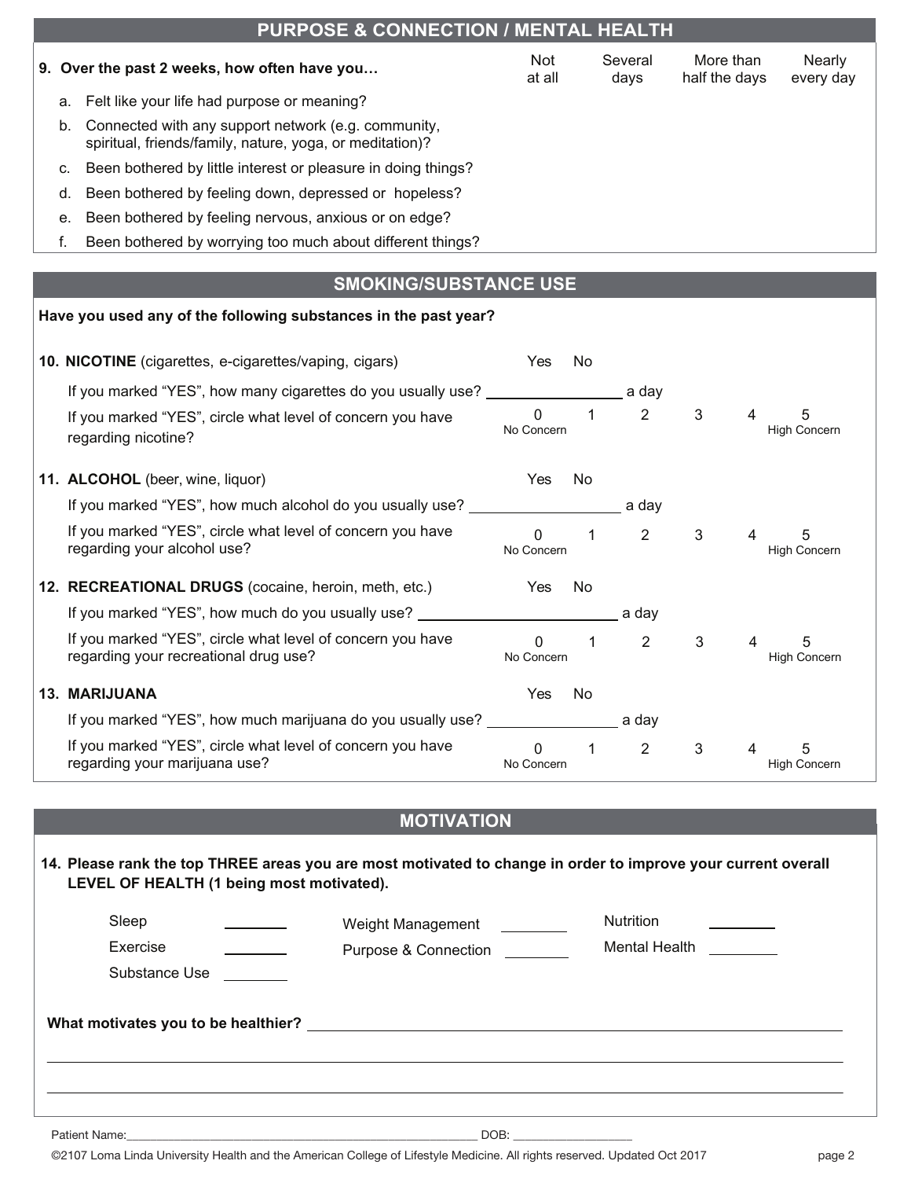## PURPOSE & CONNECTION / MENTAL HEALTH

| 9. Over the past 2 weeks, how often have you… | Not at all | Several days | More than half the days | Nearly every day |
|---|---|---|---|---|
| a. Felt like your life had purpose or meaning? | | | | |
| b. Connected with any support network (e.g. community, spiritual, friends/family, nature, yoga, or meditation)? | | | | |
| c. Been bothered by little interest or pleasure in doing things? | | | | |
| d. Been bothered by feeling down, depressed or hopeless? | | | | |
| e. Been bothered by feeling nervous, anxious or on edge? | | | | |
| f. Been bothered by worrying too much about different things? | | | | |

## SMOKING/SUBSTANCE USE

**Have you used any of the following substances in the past year?**

**10. NICOTINE** (cigarettes, e-cigarettes/vaping, cigars) Yes No

If you marked "YES", how many cigarettes do you usually use? ________________ a day

If you marked "YES", circle what level of concern you have regarding nicotine? 0 (No Concern) 1 2 3 4 5 (High Concern)

**11. ALCOHOL** (beer, wine, liquor) Yes No

If you marked "YES", how much alcohol do you usually use? ________________ a day

If you marked "YES", circle what level of concern you have regarding your alcohol use? 0 (No Concern) 1 2 3 4 5 (High Concern)

**12. RECREATIONAL DRUGS** (cocaine, heroin, meth, etc.) Yes No

If you marked "YES", how much do you usually use? ________________ a day

If you marked "YES", circle what level of concern you have regarding your recreational drug use? 0 (No Concern) 1 2 3 4 5 (High Concern)

**13. MARIJUANA** Yes No

If you marked "YES", how much marijuana do you usually use? ________________ a day

If you marked "YES", circle what level of concern you have regarding your marijuana use? 0 (No Concern) 1 2 3 4 5 (High Concern)

## MOTIVATION

**14. Please rank the top THREE areas you are most motivated to change in order to improve your current overall LEVEL OF HEALTH (1 being most motivated).**

Sleep ________ Weight Management ________ Nutrition ________

Exercise ________ Purpose & Connection ________ Mental Health ________

Substance Use ________

**What motivates you to be healthier?** ____________________________________________

____________________________________________

____________________________________________

Patient Name:____________________________________________ DOB: ________________

©2107 Loma Linda University Health and the American College of Lifestyle Medicine. All rights reserved. Updated Oct 2017